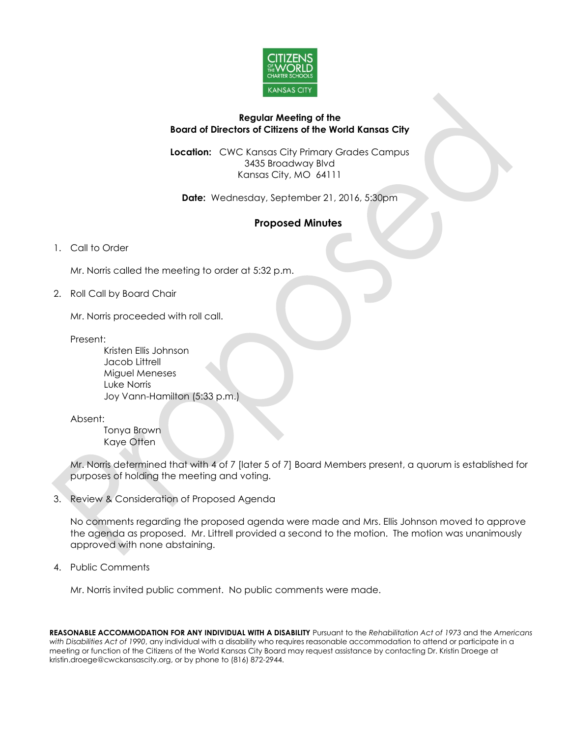**Regular Meeting of the**
**Board of Directors of Citizens of the World Kansas City**

**Location:** CWC Kansas City Primary Grades Campus
3435 Broadway Blvd
Kansas City, MO 64111

**Date:** Wednesday, September 21, 2016, 5:30pm

## Proposed Minutes

1. Call to Order

   Mr. Norris called the meeting to order at 5:32 p.m.

2. Roll Call by Board Chair

   Mr. Norris proceeded with roll call.

   Present:
   - Kristen Ellis Johnson
   - Jacob Littrell
   - Miguel Meneses
   - Luke Norris
   - Joy Vann-Hamilton (5:33 p.m.)

   Absent:
   - Tonya Brown
   - Kaye Otten

   Mr. Norris determined that with 4 of 7 [later 5 of 7] Board Members present, a quorum is established for purposes of holding the meeting and voting.

3. Review & Consideration of Proposed Agenda

   No comments regarding the proposed agenda were made and Mrs. Ellis Johnson moved to approve the agenda as proposed. Mr. Littrell provided a second to the motion. The motion was unanimously approved with none abstaining.

4. Public Comments

   Mr. Norris invited public comment. No public comments were made.

**REASONABLE ACCOMMODATION FOR ANY INDIVIDUAL WITH A DISABILITY** Pursuant to the *Rehabilitation Act of 1973* and the *Americans with Disabilities Act of 1990*, any individual with a disability who requires reasonable accommodation to attend or participate in a meeting or function of the Citizens of the World Kansas City Board may request assistance by contacting Dr. Kristin Droege at kristin.droege@cwckansascity.org, or by phone to (816) 872-2944.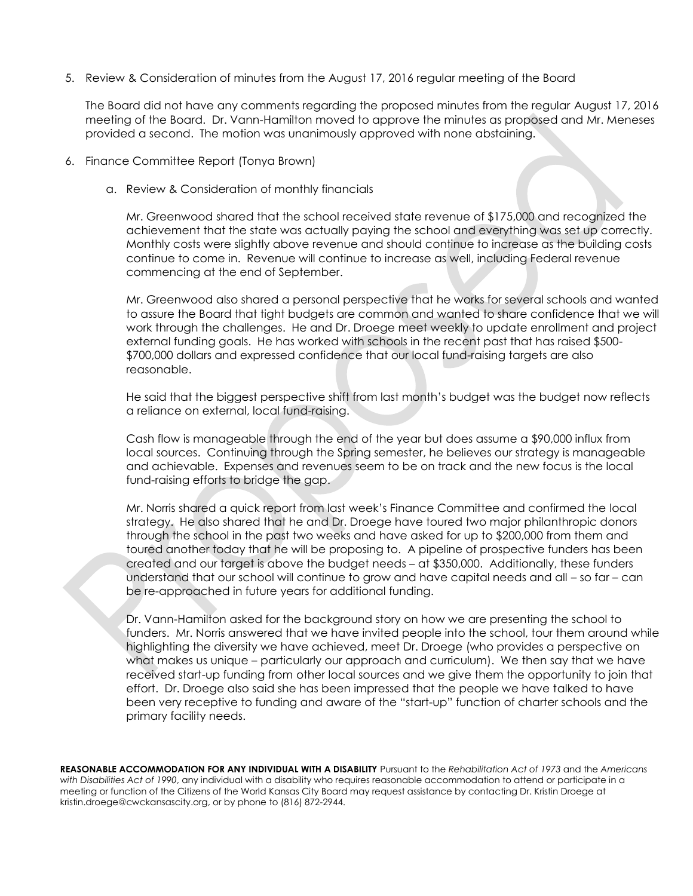5. Review & Consideration of minutes from the August 17, 2016 regular meeting of the Board

   The Board did not have any comments regarding the proposed minutes from the regular August 17, 2016 meeting of the Board. Dr. Vann-Hamilton moved to approve the minutes as proposed and Mr. Meneses provided a second. The motion was unanimously approved with none abstaining.

6. Finance Committee Report (Tonya Brown)

   a. Review & Consideration of monthly financials

      Mr. Greenwood shared that the school received state revenue of $175,000 and recognized the achievement that the state was actually paying the school and everything was set up correctly. Monthly costs were slightly above revenue and should continue to increase as the building costs continue to come in. Revenue will continue to increase as well, including Federal revenue commencing at the end of September.

      Mr. Greenwood also shared a personal perspective that he works for several schools and wanted to assure the Board that tight budgets are common and wanted to share confidence that we will work through the challenges. He and Dr. Droege meet weekly to update enrollment and project external funding goals. He has worked with schools in the recent past that has raised $500-$700,000 dollars and expressed confidence that our local fund-raising targets are also reasonable.

      He said that the biggest perspective shift from last month's budget was the budget now reflects a reliance on external, local fund-raising.

      Cash flow is manageable through the end of the year but does assume a $90,000 influx from local sources. Continuing through the Spring semester, he believes our strategy is manageable and achievable. Expenses and revenues seem to be on track and the new focus is the local fund-raising efforts to bridge the gap.

      Mr. Norris shared a quick report from last week's Finance Committee and confirmed the local strategy. He also shared that he and Dr. Droege have toured two major philanthropic donors through the school in the past two weeks and have asked for up to $200,000 from them and toured another today that he will be proposing to. A pipeline of prospective funders has been created and our target is above the budget needs – at $350,000. Additionally, these funders understand that our school will continue to grow and have capital needs and all – so far – can be re-approached in future years for additional funding.

      Dr. Vann-Hamilton asked for the background story on how we are presenting the school to funders. Mr. Norris answered that we have invited people into the school, tour them around while highlighting the diversity we have achieved, meet Dr. Droege (who provides a perspective on what makes us unique – particularly our approach and curriculum). We then say that we have received start-up funding from other local sources and we give them the opportunity to join that effort. Dr. Droege also said she has been impressed that the people we have talked to have been very receptive to funding and aware of the "start-up" function of charter schools and the primary facility needs.

**REASONABLE ACCOMMODATION FOR ANY INDIVIDUAL WITH A DISABILITY** Pursuant to the *Rehabilitation Act of 1973* and the *Americans with Disabilities Act of 1990*, any individual with a disability who requires reasonable accommodation to attend or participate in a meeting or function of the Citizens of the World Kansas City Board may request assistance by contacting Dr. Kristin Droege at kristin.droege@cwckansascity.org, or by phone to (816) 872-2944.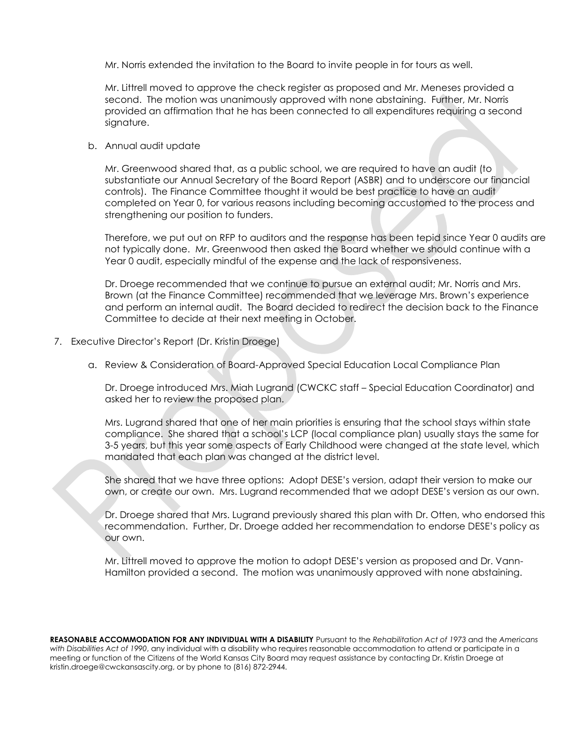Mr. Norris extended the invitation to the Board to invite people in for tours as well.

Mr. Littrell moved to approve the check register as proposed and Mr. Meneses provided a second. The motion was unanimously approved with none abstaining. Further, Mr. Norris provided an affirmation that he has been connected to all expenditures requiring a second signature.

b. Annual audit update

Mr. Greenwood shared that, as a public school, we are required to have an audit (to substantiate our Annual Secretary of the Board Report (ASBR) and to underscore our financial controls). The Finance Committee thought it would be best practice to have an audit completed on Year 0, for various reasons including becoming accustomed to the process and strengthening our position to funders.

Therefore, we put out on RFP to auditors and the response has been tepid since Year 0 audits are not typically done. Mr. Greenwood then asked the Board whether we should continue with a Year 0 audit, especially mindful of the expense and the lack of responsiveness.

Dr. Droege recommended that we continue to pursue an external audit; Mr. Norris and Mrs. Brown (at the Finance Committee) recommended that we leverage Mrs. Brown's experience and perform an internal audit. The Board decided to redirect the decision back to the Finance Committee to decide at their next meeting in October.

7. Executive Director's Report (Dr. Kristin Droege)

a. Review & Consideration of Board-Approved Special Education Local Compliance Plan

Dr. Droege introduced Mrs. Miah Lugrand (CWCKC staff – Special Education Coordinator) and asked her to review the proposed plan.

Mrs. Lugrand shared that one of her main priorities is ensuring that the school stays within state compliance. She shared that a school's LCP (local compliance plan) usually stays the same for 3-5 years, but this year some aspects of Early Childhood were changed at the state level, which mandated that each plan was changed at the district level.

She shared that we have three options: Adopt DESE's version, adapt their version to make our own, or create our own. Mrs. Lugrand recommended that we adopt DESE's version as our own.

Dr. Droege shared that Mrs. Lugrand previously shared this plan with Dr. Otten, who endorsed this recommendation. Further, Dr. Droege added her recommendation to endorse DESE's policy as our own.

Mr. Littrell moved to approve the motion to adopt DESE's version as proposed and Dr. Vann-Hamilton provided a second. The motion was unanimously approved with none abstaining.

**REASONABLE ACCOMMODATION FOR ANY INDIVIDUAL WITH A DISABILITY** Pursuant to the *Rehabilitation Act of 1973* and the *Americans with Disabilities Act of 1990*, any individual with a disability who requires reasonable accommodation to attend or participate in a meeting or function of the Citizens of the World Kansas City Board may request assistance by contacting Dr. Kristin Droege at kristin.droege@cwckansascity.org, or by phone to (816) 872-2944.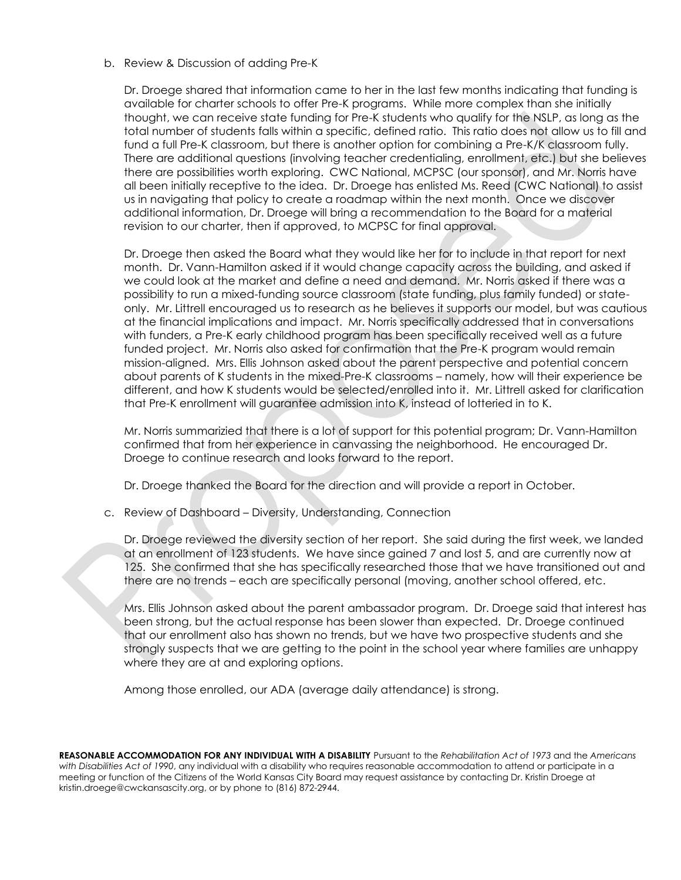b. Review & Discussion of adding Pre-K

Dr. Droege shared that information came to her in the last few months indicating that funding is available for charter schools to offer Pre-K programs. While more complex than she initially thought, we can receive state funding for Pre-K students who qualify for the NSLP, as long as the total number of students falls within a specific, defined ratio. This ratio does not allow us to fill and fund a full Pre-K classroom, but there is another option for combining a Pre-K/K classroom fully. There are additional questions (involving teacher credentialing, enrollment, etc.) but she believes there are possibilities worth exploring. CWC National, MCPSC (our sponsor), and Mr. Norris have all been initially receptive to the idea. Dr. Droege has enlisted Ms. Reed (CWC National) to assist us in navigating that policy to create a roadmap within the next month. Once we discover additional information, Dr. Droege will bring a recommendation to the Board for a material revision to our charter, then if approved, to MCPSC for final approval.

Dr. Droege then asked the Board what they would like her for to include in that report for next month. Dr. Vann-Hamilton asked if it would change capacity across the building, and asked if we could look at the market and define a need and demand. Mr. Norris asked if there was a possibility to run a mixed-funding source classroom (state funding, plus family funded) or state-only. Mr. Littrell encouraged us to research as he believes it supports our model, but was cautious at the financial implications and impact. Mr. Norris specifically addressed that in conversations with funders, a Pre-K early childhood program has been specifically received well as a future funded project. Mr. Norris also asked for confirmation that the Pre-K program would remain mission-aligned. Mrs. Ellis Johnson asked about the parent perspective and potential concern about parents of K students in the mixed-Pre-K classrooms – namely, how will their experience be different, and how K students would be selected/enrolled into it. Mr. Littrell asked for clarification that Pre-K enrollment will guarantee admission into K, instead of lotteried in to K.

Mr. Norris summarizied that there is a lot of support for this potential program; Dr. Vann-Hamilton confirmed that from her experience in canvassing the neighborhood. He encouraged Dr. Droege to continue research and looks forward to the report.

Dr. Droege thanked the Board for the direction and will provide a report in October.

c. Review of Dashboard – Diversity, Understanding, Connection

Dr. Droege reviewed the diversity section of her report. She said during the first week, we landed at an enrollment of 123 students. We have since gained 7 and lost 5, and are currently now at 125. She confirmed that she has specifically researched those that we have transitioned out and there are no trends – each are specifically personal (moving, another school offered, etc.

Mrs. Ellis Johnson asked about the parent ambassador program. Dr. Droege said that interest has been strong, but the actual response has been slower than expected. Dr. Droege continued that our enrollment also has shown no trends, but we have two prospective students and she strongly suspects that we are getting to the point in the school year where families are unhappy where they are at and exploring options.

Among those enrolled, our ADA (average daily attendance) is strong.

**REASONABLE ACCOMMODATION FOR ANY INDIVIDUAL WITH A DISABILITY** Pursuant to the *Rehabilitation Act of 1973* and the *Americans with Disabilities Act of 1990*, any individual with a disability who requires reasonable accommodation to attend or participate in a meeting or function of the Citizens of the World Kansas City Board may request assistance by contacting Dr. Kristin Droege at kristin.droege@cwckansascity.org, or by phone to (816) 872-2944.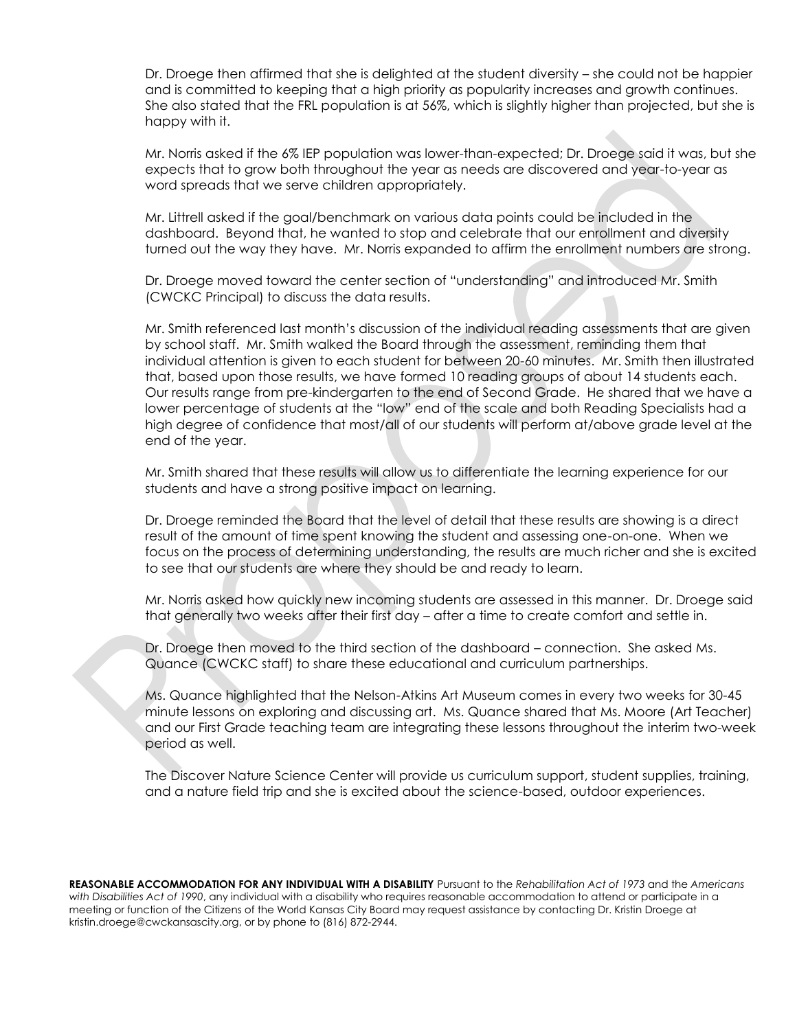Dr. Droege then affirmed that she is delighted at the student diversity – she could not be happier and is committed to keeping that a high priority as popularity increases and growth continues. She also stated that the FRL population is at 56%, which is slightly higher than projected, but she is happy with it.

Mr. Norris asked if the 6% IEP population was lower-than-expected; Dr. Droege said it was, but she expects that to grow both throughout the year as needs are discovered and year-to-year as word spreads that we serve children appropriately.

Mr. Littrell asked if the goal/benchmark on various data points could be included in the dashboard. Beyond that, he wanted to stop and celebrate that our enrollment and diversity turned out the way they have. Mr. Norris expanded to affirm the enrollment numbers are strong.

Dr. Droege moved toward the center section of "understanding" and introduced Mr. Smith (CWCKC Principal) to discuss the data results.

Mr. Smith referenced last month's discussion of the individual reading assessments that are given by school staff. Mr. Smith walked the Board through the assessment, reminding them that individual attention is given to each student for between 20-60 minutes. Mr. Smith then illustrated that, based upon those results, we have formed 10 reading groups of about 14 students each. Our results range from pre-kindergarten to the end of Second Grade. He shared that we have a lower percentage of students at the "low" end of the scale and both Reading Specialists had a high degree of confidence that most/all of our students will perform at/above grade level at the end of the year.

Mr. Smith shared that these results will allow us to differentiate the learning experience for our students and have a strong positive impact on learning.

Dr. Droege reminded the Board that the level of detail that these results are showing is a direct result of the amount of time spent knowing the student and assessing one-on-one. When we focus on the process of determining understanding, the results are much richer and she is excited to see that our students are where they should be and ready to learn.

Mr. Norris asked how quickly new incoming students are assessed in this manner. Dr. Droege said that generally two weeks after their first day – after a time to create comfort and settle in.

Dr. Droege then moved to the third section of the dashboard – connection. She asked Ms. Quance (CWCKC staff) to share these educational and curriculum partnerships.

Ms. Quance highlighted that the Nelson-Atkins Art Museum comes in every two weeks for 30-45 minute lessons on exploring and discussing art. Ms. Quance shared that Ms. Moore (Art Teacher) and our First Grade teaching team are integrating these lessons throughout the interim two-week period as well.

The Discover Nature Science Center will provide us curriculum support, student supplies, training, and a nature field trip and she is excited about the science-based, outdoor experiences.

**REASONABLE ACCOMMODATION FOR ANY INDIVIDUAL WITH A DISABILITY** Pursuant to the *Rehabilitation Act of 1973* and the *Americans with Disabilities Act of 1990*, any individual with a disability who requires reasonable accommodation to attend or participate in a meeting or function of the Citizens of the World Kansas City Board may request assistance by contacting Dr. Kristin Droege at kristin.droege@cwckansascity.org, or by phone to (816) 872-2944.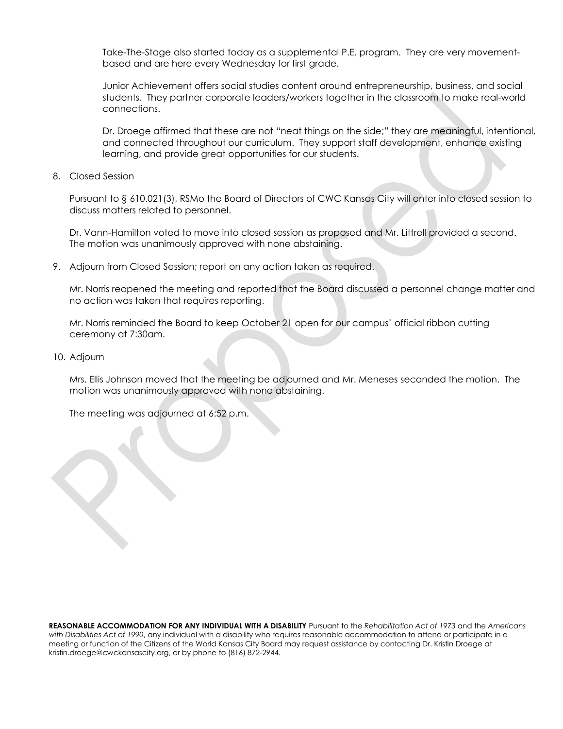Take-The-Stage also started today as a supplemental P.E. program. They are very movement-based and are here every Wednesday for first grade.

Junior Achievement offers social studies content around entrepreneurship, business, and social students. They partner corporate leaders/workers together in the classroom to make real-world connections.

Dr. Droege affirmed that these are not "neat things on the side;" they are meaningful, intentional, and connected throughout our curriculum. They support staff development, enhance existing learning, and provide great opportunities for our students.

8. Closed Session

   Pursuant to § 610.021(3), RSMo the Board of Directors of CWC Kansas City will enter into closed session to discuss matters related to personnel.

   Dr. Vann-Hamilton voted to move into closed session as proposed and Mr. Littrell provided a second. The motion was unanimously approved with none abstaining.

9. Adjourn from Closed Session; report on any action taken as required.

   Mr. Norris reopened the meeting and reported that the Board discussed a personnel change matter and no action was taken that requires reporting.

   Mr. Norris reminded the Board to keep October 21 open for our campus' official ribbon cutting ceremony at 7:30am.

10. Adjourn

    Mrs. Ellis Johnson moved that the meeting be adjourned and Mr. Meneses seconded the motion. The motion was unanimously approved with none abstaining.

    The meeting was adjourned at 6:52 p.m.

**REASONABLE ACCOMMODATION FOR ANY INDIVIDUAL WITH A DISABILITY** Pursuant to the *Rehabilitation Act of 1973* and the *Americans with Disabilities Act of 1990*, any individual with a disability who requires reasonable accommodation to attend or participate in a meeting or function of the Citizens of the World Kansas City Board may request assistance by contacting Dr. Kristin Droege at kristin.droege@cwckansascity.org, or by phone to (816) 872-2944.